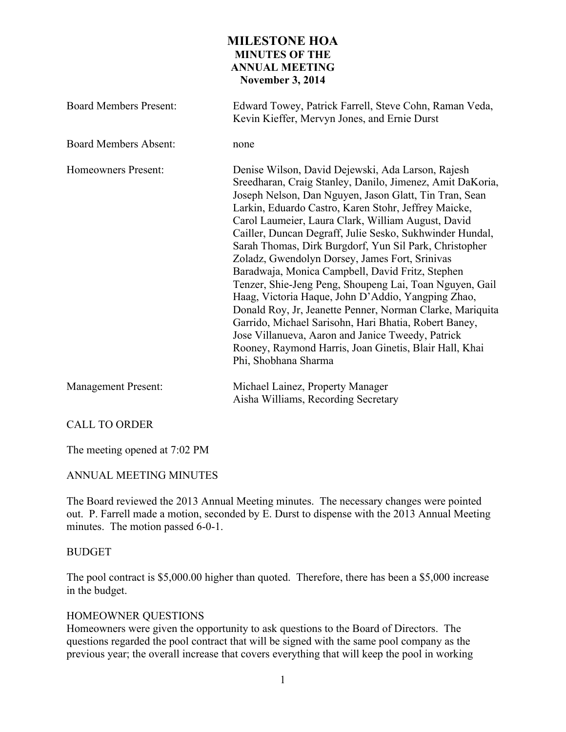# MILESTONE HOA
## MINUTES OF THE ANNUAL MEETING
### November 3, 2014

| | |
|---|---|
| Board Members Present: | Edward Towey, Patrick Farrell, Steve Cohn, Raman Veda, Kevin Kieffer, Mervyn Jones, and Ernie Durst |
| Board Members Absent: | none |
| Homeowners Present: | Denise Wilson, David Dejewski, Ada Larson, Rajesh Sreedharan, Craig Stanley, Danilo, Jimenez, Amit DaKoria, Joseph Nelson, Dan Nguyen, Jason Glatt, Tin Tran, Sean Larkin, Eduardo Castro, Karen Stohr, Jeffrey Maicke, Carol Laumeier, Laura Clark, William August, David Cailler, Duncan Degraff, Julie Sesko, Sukhwinder Hundal, Sarah Thomas, Dirk Burgdorf, Yun Sil Park, Christopher Zoladz, Gwendolyn Dorsey, James Fort, Srinivas Baradwaja, Monica Campbell, David Fritz, Stephen Tenzer, Shie-Jeng Peng, Shoupeng Lai, Toan Nguyen, Gail Haag, Victoria Haque, John D'Addio, Yangping Zhao, Donald Roy, Jr, Jeanette Penner, Norman Clarke, Mariquita Garrido, Michael Sarisohn, Hari Bhatia, Robert Baney, Jose Villanueva, Aaron and Janice Tweedy, Patrick Rooney, Raymond Harris, Joan Ginetis, Blair Hall, Khai Phi, Shobhana Sharma |
| Management Present: | Michael Lainez, Property Manager<br>Aisha Williams, Recording Secretary |

CALL TO ORDER

The meeting opened at 7:02 PM

ANNUAL MEETING MINUTES

The Board reviewed the 2013 Annual Meeting minutes. The necessary changes were pointed out. P. Farrell made a motion, seconded by E. Durst to dispense with the 2013 Annual Meeting minutes. The motion passed 6-0-1.

BUDGET

The pool contract is $5,000.00 higher than quoted. Therefore, there has been a $5,000 increase in the budget.

HOMEOWNER QUESTIONS

Homeowners were given the opportunity to ask questions to the Board of Directors. The questions regarded the pool contract that will be signed with the same pool company as the previous year; the overall increase that covers everything that will keep the pool in working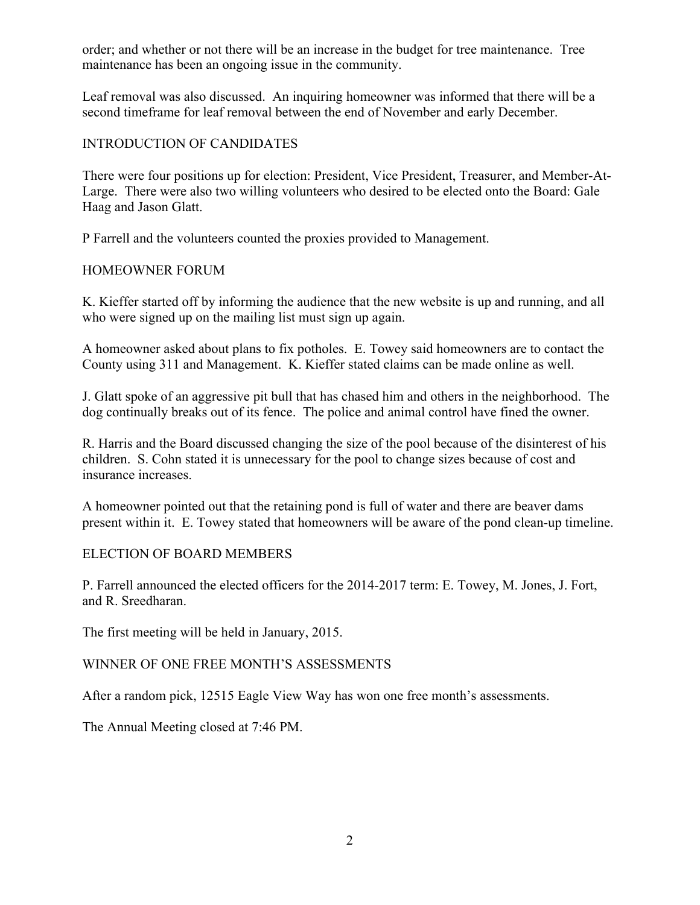order; and whether or not there will be an increase in the budget for tree maintenance. Tree maintenance has been an ongoing issue in the community.

Leaf removal was also discussed. An inquiring homeowner was informed that there will be a second timeframe for leaf removal between the end of November and early December.

## INTRODUCTION OF CANDIDATES

There were four positions up for election: President, Vice President, Treasurer, and Member-At-Large. There were also two willing volunteers who desired to be elected onto the Board: Gale Haag and Jason Glatt.

P Farrell and the volunteers counted the proxies provided to Management.

## HOMEOWNER FORUM

K. Kieffer started off by informing the audience that the new website is up and running, and all who were signed up on the mailing list must sign up again.

A homeowner asked about plans to fix potholes. E. Towey said homeowners are to contact the County using 311 and Management. K. Kieffer stated claims can be made online as well.

J. Glatt spoke of an aggressive pit bull that has chased him and others in the neighborhood. The dog continually breaks out of its fence. The police and animal control have fined the owner.

R. Harris and the Board discussed changing the size of the pool because of the disinterest of his children. S. Cohn stated it is unnecessary for the pool to change sizes because of cost and insurance increases.

A homeowner pointed out that the retaining pond is full of water and there are beaver dams present within it. E. Towey stated that homeowners will be aware of the pond clean-up timeline.

## ELECTION OF BOARD MEMBERS

P. Farrell announced the elected officers for the 2014-2017 term: E. Towey, M. Jones, J. Fort, and R. Sreedharan.

The first meeting will be held in January, 2015.

## WINNER OF ONE FREE MONTH'S ASSESSMENTS

After a random pick, 12515 Eagle View Way has won one free month's assessments.

The Annual Meeting closed at 7:46 PM.